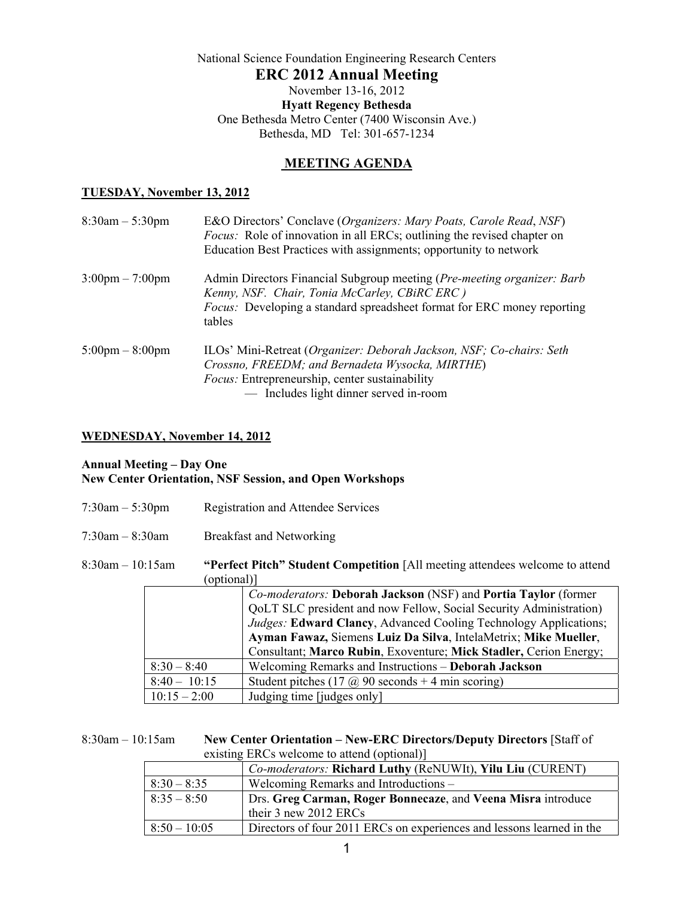National Science Foundation Engineering Research Centers

# ERC 2012 Annual Meeting

November 13-16, 2012

**Hyatt Regency Bethesda**

One Bethesda Metro Center (7400 Wisconsin Ave.)

Bethesda, MD Tel: 301-657-1234

## MEETING AGENDA

### TUESDAY, November 13, 2012

8:30am – 5:30pm E&O Directors' Conclave (*Organizers: Mary Poats, Carole Read*, *NSF*)
*Focus:* Role of innovation in all ERCs; outlining the revised chapter on Education Best Practices with assignments; opportunity to network

3:00pm – 7:00pm Admin Directors Financial Subgroup meeting (*Pre-meeting organizer: Barb Kenny, NSF. Chair, Tonia McCarley, CBiRC ERC )*
*Focus:* Developing a standard spreadsheet format for ERC money reporting tables

5:00pm – 8:00pm ILOs' Mini-Retreat (*Organizer: Deborah Jackson, NSF; Co-chairs: Seth Crossno, FREEDM; and Bernadeta Wysocka, MIRTHE*)
*Focus:* Entrepreneurship, center sustainability
— Includes light dinner served in-room

### WEDNESDAY, November 14, 2012

**Annual Meeting – Day One**
**New Center Orientation, NSF Session, and Open Workshops**

7:30am – 5:30pm Registration and Attendee Services

7:30am – 8:30am Breakfast and Networking

8:30am – 10:15am **"Perfect Pitch" Student Competition** [All meeting attendees welcome to attend (optional)]

| | |
|---|---|
| | *Co-moderators:* **Deborah Jackson** (NSF) and **Portia Taylor** (former QoLT SLC president and now Fellow, Social Security Administration) *Judges:* **Edward Clancy**, Advanced Cooling Technology Applications; **Ayman Fawaz,** Siemens **Luiz Da Silva**, IntelaMetrix; **Mike Mueller**, Consultant; **Marco Rubin**, Exoventure; **Mick Stadler,** Cerion Energy; |
| 8:30 – 8:40 | Welcoming Remarks and Instructions – **Deborah Jackson** |
| 8:40 – 10:15 | Student pitches (17 @ 90 seconds + 4 min scoring) |
| 10:15 – 2:00 | Judging time [judges only] |

8:30am – 10:15am **New Center Orientation – New-ERC Directors/Deputy Directors** [Staff of existing ERCs welcome to attend (optional)]

| | |
|---|---|
| | *Co-moderators:* **Richard Luthy** (ReNUWIt), **Yilu Liu** (CURENT) |
| 8:30 – 8:35 | Welcoming Remarks and Introductions – |
| 8:35 – 8:50 | Drs. **Greg Carman, Roger Bonnecaze**, and **Veena Misra** introduce their 3 new 2012 ERCs |
| 8:50 – 10:05 | Directors of four 2011 ERCs on experiences and lessons learned in the |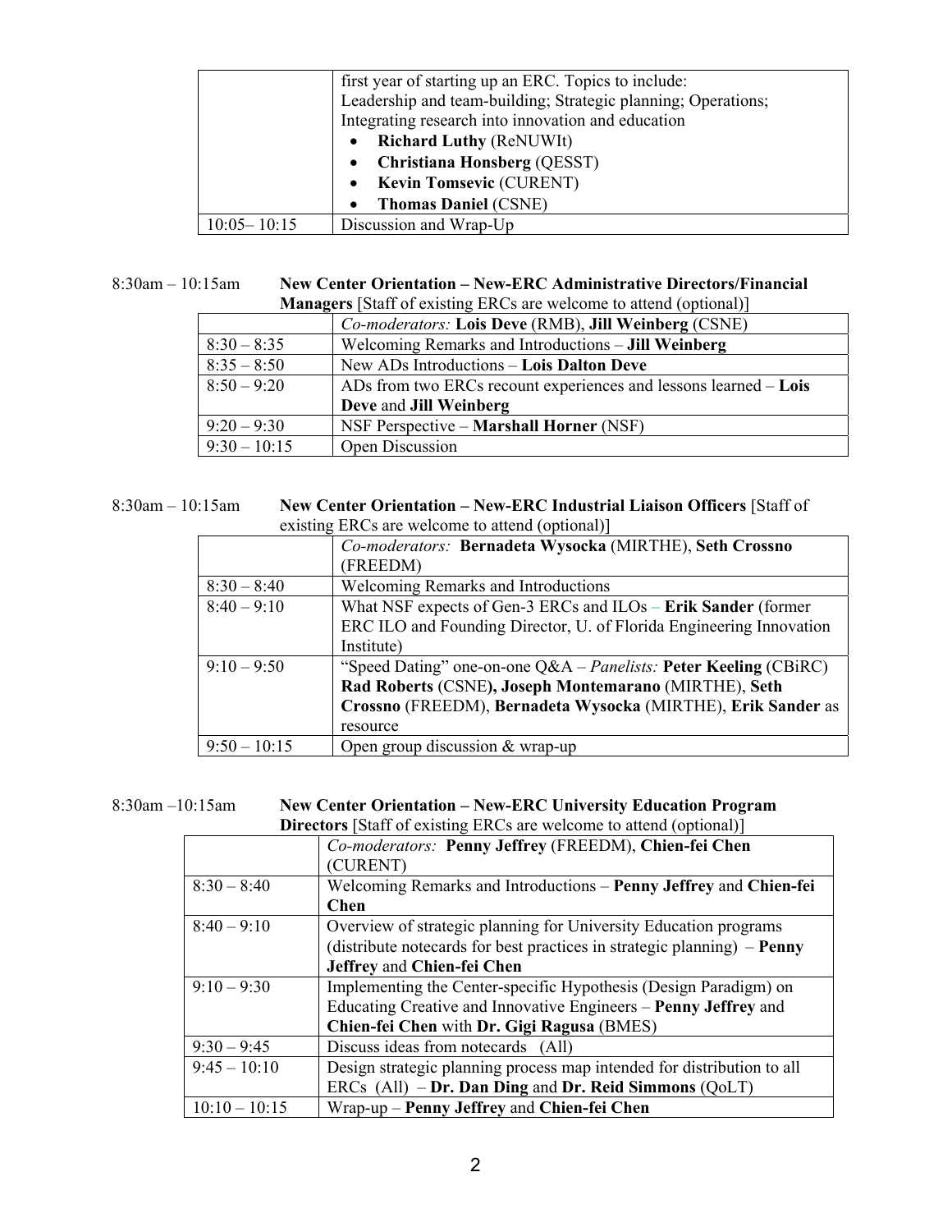| | first year of starting up an ERC. Topics to include: Leadership and team-building; Strategic planning; Operations; Integrating research into innovation and education<br>• **Richard Luthy** (ReNUWIt)<br>• **Christiana Honsberg** (QESST)<br>• **Kevin Tomsevic** (CURENT)<br>• **Thomas Daniel** (CSNE) |
|---|---|
| 10:05– 10:15 | Discussion and Wrap-Up |

8:30am – 10:15am **New Center Orientation – New-ERC Administrative Directors/Financial Managers** [Staff of existing ERCs are welcome to attend (optional)]

| | *Co-moderators:* **Lois Deve** (RMB), **Jill Weinberg** (CSNE) |
|---|---|
| 8:30 – 8:35 | Welcoming Remarks and Introductions – **Jill Weinberg** |
| 8:35 – 8:50 | New ADs Introductions – **Lois Dalton Deve** |
| 8:50 – 9:20 | ADs from two ERCs recount experiences and lessons learned – **Lois Deve** and **Jill Weinberg** |
| 9:20 – 9:30 | NSF Perspective – **Marshall Horner** (NSF) |
| 9:30 – 10:15 | Open Discussion |

8:30am – 10:15am **New Center Orientation – New-ERC Industrial Liaison Officers** [Staff of existing ERCs are welcome to attend (optional)]

| | *Co-moderators:* **Bernadeta Wysocka** (MIRTHE), **Seth Crossno** (FREEDM) |
|---|---|
| 8:30 – 8:40 | Welcoming Remarks and Introductions |
| 8:40 – 9:10 | What NSF expects of Gen-3 ERCs and ILOs – **Erik Sander** (former ERC ILO and Founding Director, U. of Florida Engineering Innovation Institute) |
| 9:10 – 9:50 | "Speed Dating" one-on-one Q&A – *Panelists:* **Peter Keeling** (CBiRC) **Rad Roberts** (CSNE)**, Joseph Montemarano** (MIRTHE), **Seth Crossno** (FREEDM), **Bernadeta Wysocka** (MIRTHE), **Erik Sander** as resource |
| 9:50 – 10:15 | Open group discussion & wrap-up |

8:30am –10:15am **New Center Orientation – New-ERC University Education Program Directors** [Staff of existing ERCs are welcome to attend (optional)]

| | *Co-moderators:* **Penny Jeffrey** (FREEDM), **Chien-fei Chen** (CURENT) |
|---|---|
| 8:30 – 8:40 | Welcoming Remarks and Introductions – **Penny Jeffrey** and **Chien-fei Chen** |
| 8:40 – 9:10 | Overview of strategic planning for University Education programs (distribute notecards for best practices in strategic planning) – **Penny Jeffrey** and **Chien-fei Chen** |
| 9:10 – 9:30 | Implementing the Center-specific Hypothesis (Design Paradigm) on Educating Creative and Innovative Engineers – **Penny Jeffrey** and **Chien-fei Chen** with **Dr. Gigi Ragusa** (BMES) |
| 9:30 – 9:45 | Discuss ideas from notecards (All) |
| 9:45 – 10:10 | Design strategic planning process map intended for distribution to all ERCs (All) – **Dr. Dan Ding** and **Dr. Reid Simmons** (QoLT) |
| 10:10 – 10:15 | Wrap-up – **Penny Jeffrey** and **Chien-fei Chen** |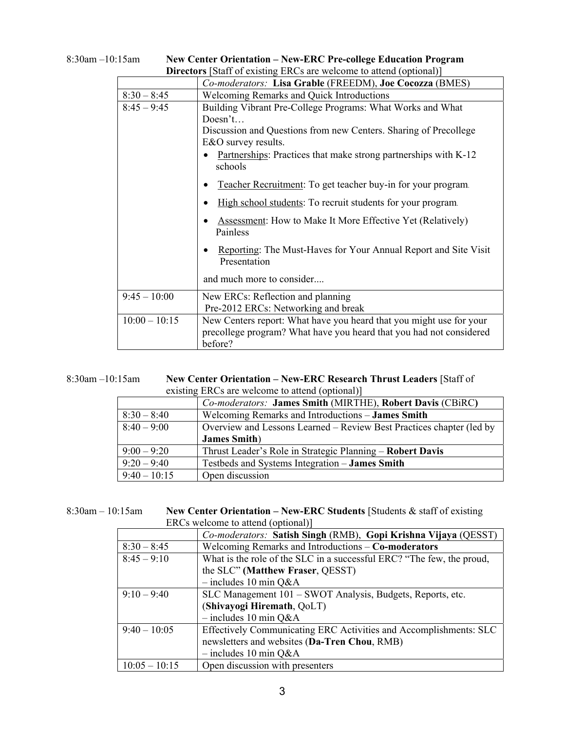8:30am –10:15am **New Center Orientation – New-ERC Pre-college Education Program Directors** [Staff of existing ERCs are welcome to attend (optional)]

| | *Co-moderators:* **Lisa Grable** (FREEDM), **Joe Cocozza** (BMES) |
|---|---|
| 8:30 – 8:45 | Welcoming Remarks and Quick Introductions |
| 8:45 – 9:45 | Building Vibrant Pre-College Programs: What Works and What Doesn't… Discussion and Questions from new Centers. Sharing of Precollege E&O survey results. • Partnerships: Practices that make strong partnerships with K-12 schools • Teacher Recruitment: To get teacher buy-in for your program. • High school students: To recruit students for your program. • Assessment: How to Make It More Effective Yet (Relatively) Painless • Reporting: The Must-Haves for Your Annual Report and Site Visit Presentation and much more to consider.... |
| 9:45 – 10:00 | New ERCs: Reflection and planning Pre-2012 ERCs: Networking and break |
| 10:00 – 10:15 | New Centers report: What have you heard that you might use for your precollege program? What have you heard that you had not considered before? |

8:30am –10:15am **New Center Orientation – New-ERC Research Thrust Leaders** [Staff of existing ERCs are welcome to attend (optional)]

| | *Co-moderators:* **James Smith** (MIRTHE), **Robert Davis** (CBiRC**)** |
|---|---|
| 8:30 – 8:40 | Welcoming Remarks and Introductions – **James Smith** |
| 8:40 – 9:00 | Overview and Lessons Learned – Review Best Practices chapter (led by **James Smith**) |
| 9:00 – 9:20 | Thrust Leader's Role in Strategic Planning – **Robert Davis** |
| 9:20 – 9:40 | Testbeds and Systems Integration – **James Smith** |
| 9:40 – 10:15 | Open discussion |

8:30am – 10:15am **New Center Orientation – New-ERC Students** [Students & staff of existing ERCs welcome to attend (optional)]

| | *Co-moderators:* **Satish Singh** (RMB), **Gopi Krishna Vijaya** (QESST) |
|---|---|
| 8:30 – 8:45 | Welcoming Remarks and Introductions – **Co-moderators** |
| 8:45 – 9:10 | What is the role of the SLC in a successful ERC? "The few, the proud, the SLC" **(Matthew Fraser**, QESST) – includes 10 min Q&A |
| 9:10 – 9:40 | SLC Management 101 – SWOT Analysis, Budgets, Reports, etc. (**Shivayogi Hiremath**, QoLT) – includes 10 min Q&A |
| 9:40 – 10:05 | Effectively Communicating ERC Activities and Accomplishments: SLC newsletters and websites (**Da-Tren Chou**, RMB) – includes 10 min Q&A |
| 10:05 – 10:15 | Open discussion with presenters |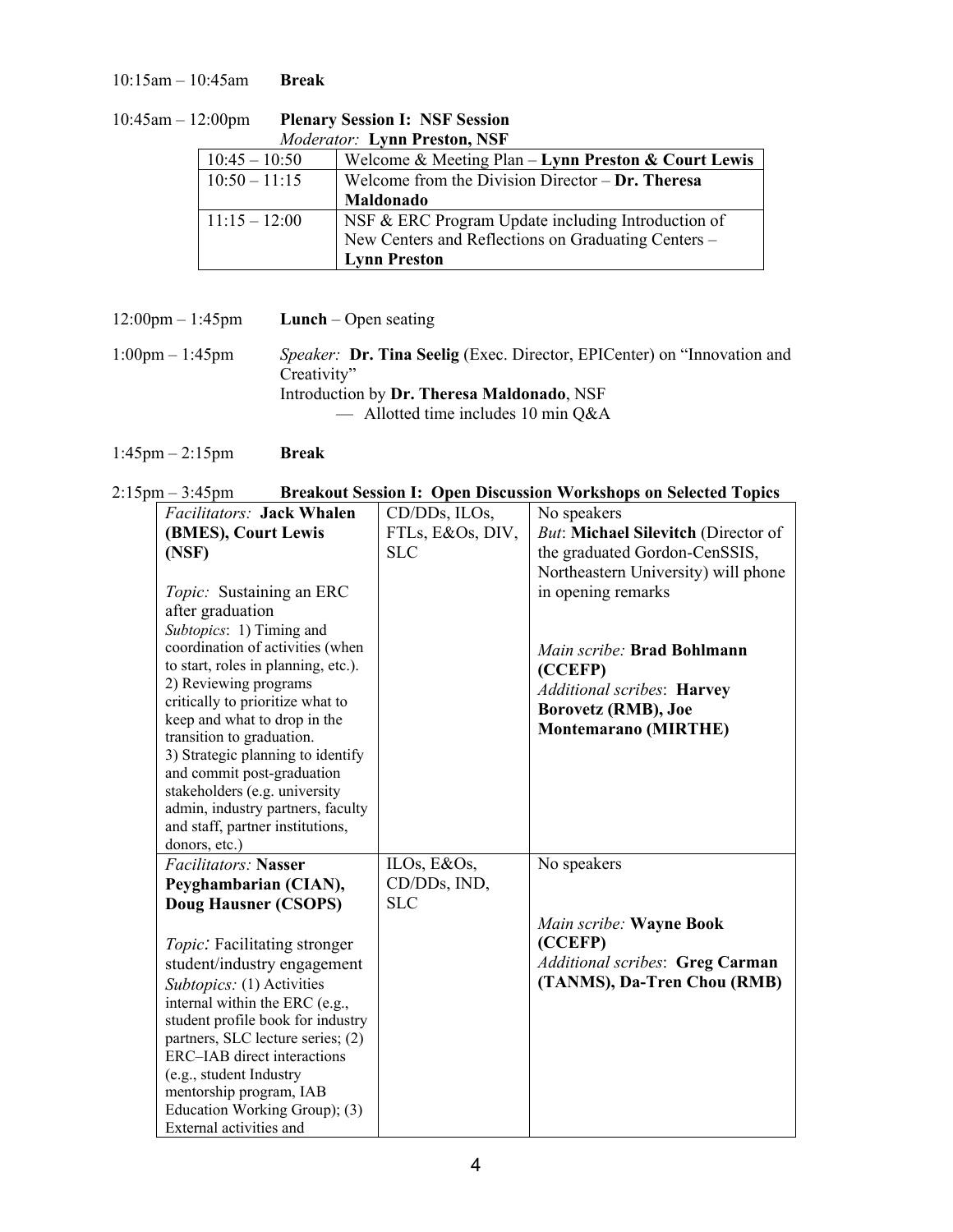10:15am – 10:45am **Break**

10:45am – 12:00pm **Plenary Session I: NSF Session**
*Moderator:* **Lynn Preston, NSF**

| | |
|---|---|
| 10:45 – 10:50 | Welcome & Meeting Plan – **Lynn Preston & Court Lewis** |
| 10:50 – 11:15 | Welcome from the Division Director – **Dr. Theresa Maldonado** |
| 11:15 – 12:00 | NSF & ERC Program Update including Introduction of New Centers and Reflections on Graduating Centers – **Lynn Preston** |

12:00pm – 1:45pm **Lunch** – Open seating

1:00pm – 1:45pm *Speaker:* **Dr. Tina Seelig** (Exec. Director, EPICenter) on "Innovation and Creativity"
Introduction by **Dr. Theresa Maldonado**, NSF
— Allotted time includes 10 min Q&A

1:45pm – 2:15pm **Break**

2:15pm – 3:45pm **Breakout Session I: Open Discussion Workshops on Selected Topics**

| | | |
|---|---|---|
| *Facilitators:* **Jack Whalen (BMES), Court Lewis (NSF)**<br><br>*Topic:* Sustaining an ERC after graduation<br>*Subtopics*: 1) Timing and coordination of activities (when to start, roles in planning, etc.). 2) Reviewing programs critically to prioritize what to keep and what to drop in the transition to graduation. 3) Strategic planning to identify and commit post-graduation stakeholders (e.g. university admin, industry partners, faculty and staff, partner institutions, donors, etc.) | CD/DDs, ILOs, FTLs, E&Os, DIV, SLC | No speakers<br>*But*: **Michael Silevitch** (Director of the graduated Gordon-CenSSIS, Northeastern University) will phone in opening remarks<br><br>*Main scribe:* **Brad Bohlmann (CCEFP)**<br>*Additional scribes*: **Harvey Borovetz (RMB), Joe Montemarano (MIRTHE)** |
| *Facilitators:* **Nasser Peyghambarian (CIAN), Doug Hausner (CSOPS)**<br><br>*Topic:* Facilitating stronger student/industry engagement<br>*Subtopics:* (1) Activities internal within the ERC (e.g., student profile book for industry partners, SLC lecture series; (2) ERC–IAB direct interactions (e.g., student Industry mentorship program, IAB Education Working Group); (3) External activities and | ILOs, E&Os, CD/DDs, IND, SLC | No speakers<br><br>*Main scribe:* **Wayne Book (CCEFP)**<br>*Additional scribes*: **Greg Carman (TANMS), Da-Tren Chou (RMB)** |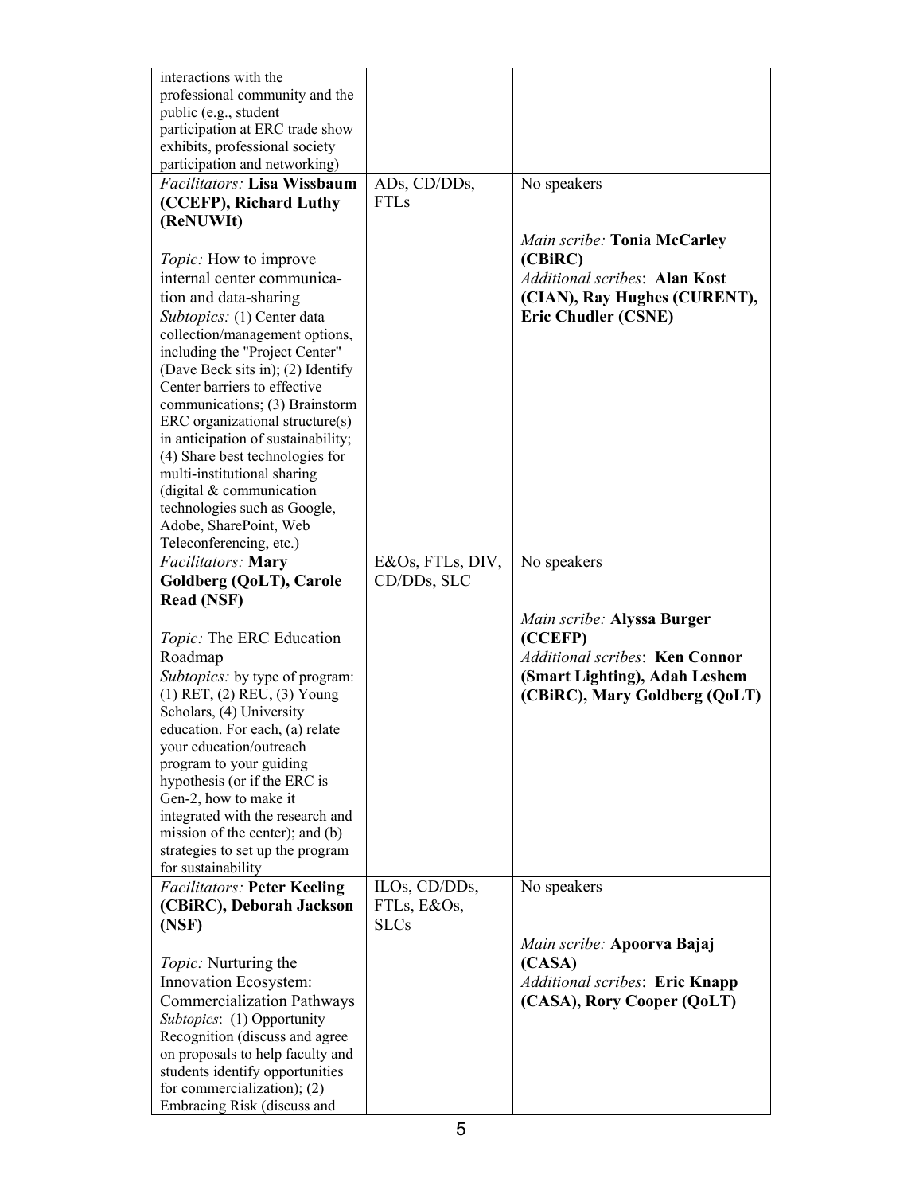| | | |
|---|---|---|
| interactions with the professional community and the public (e.g., student participation at ERC trade show exhibits, professional society participation and networking) | | |
| *Facilitators:* **Lisa Wissbaum (CCEFP), Richard Luthy (ReNUWIt)**<br><br>*Topic:* How to improve internal center communication and data-sharing<br>*Subtopics:* (1) Center data collection/management options, including the "Project Center" (Dave Beck sits in); (2) Identify Center barriers to effective communications; (3) Brainstorm ERC organizational structure(s) in anticipation of sustainability; (4) Share best technologies for multi-institutional sharing (digital & communication technologies such as Google, Adobe, SharePoint, Web Teleconferencing, etc.) | ADs, CD/DDs, FTLs | No speakers<br><br>*Main scribe:* **Tonia McCarley (CBiRC)**<br>*Additional scribes*: **Alan Kost (CIAN), Ray Hughes (CURENT), Eric Chudler (CSNE)** |
| *Facilitators:* **Mary Goldberg (QoLT), Carole Read (NSF)**<br><br>*Topic:* The ERC Education Roadmap<br>*Subtopics:* by type of program: (1) RET, (2) REU, (3) Young Scholars, (4) University education. For each, (a) relate your education/outreach program to your guiding hypothesis (or if the ERC is Gen-2, how to make it integrated with the research and mission of the center); and (b) strategies to set up the program for sustainability | E&Os, FTLs, DIV, CD/DDs, SLC | No speakers<br><br>*Main scribe:* **Alyssa Burger (CCEFP)**<br>*Additional scribes*: **Ken Connor (Smart Lighting), Adah Leshem (CBiRC), Mary Goldberg (QoLT)** |
| *Facilitators:* **Peter Keeling (CBiRC), Deborah Jackson (NSF)**<br><br>*Topic:* Nurturing the Innovation Ecosystem: Commercialization Pathways<br>*Subtopics*: (1) Opportunity Recognition (discuss and agree on proposals to help faculty and students identify opportunities for commercialization); (2) Embracing Risk (discuss and | ILOs, CD/DDs, FTLs, E&Os, SLCs | No speakers<br><br>*Main scribe:* **Apoorva Bajaj (CASA)**<br>*Additional scribes*: **Eric Knapp (CASA), Rory Cooper (QoLT)** |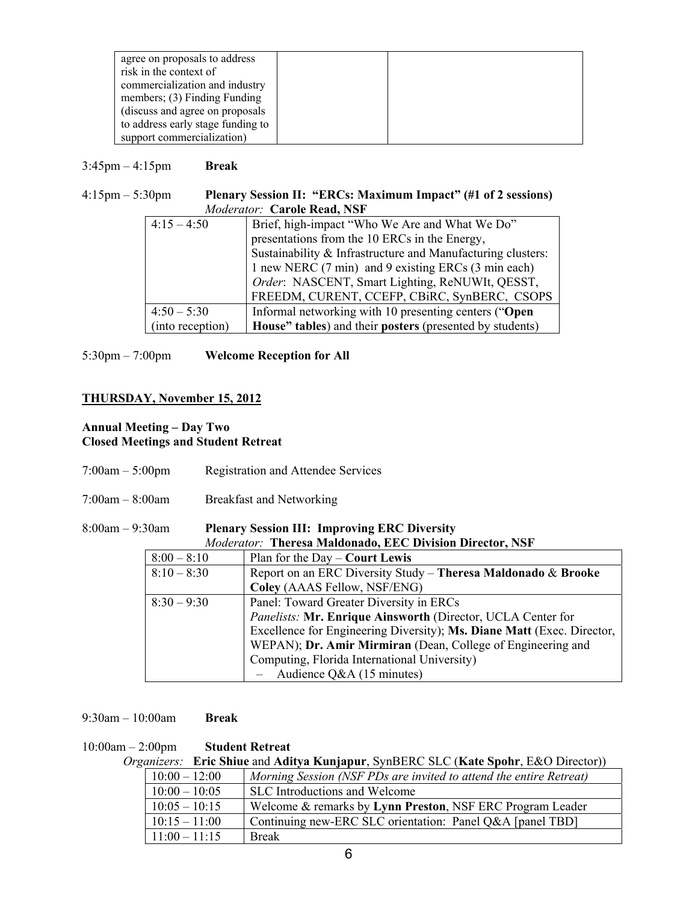| agree on proposals to address risk in the context of commercialization and industry members; (3) Finding Funding (discuss and agree on proposals to address early stage funding to support commercialization) | | |
|---|---|---|

3:45pm – 4:15pm **Break**

4:15pm – 5:30pm **Plenary Session II: "ERCs: Maximum Impact" (#1 of 2 sessions)**
*Moderator:* **Carole Read, NSF**

| | |
|---|---|
| 4:15 – 4:50 | Brief, high-impact "Who We Are and What We Do" presentations from the 10 ERCs in the Energy, Sustainability & Infrastructure and Manufacturing clusters: 1 new NERC (7 min) and 9 existing ERCs (3 min each) *Order*: NASCENT, Smart Lighting, ReNUWIt, QESST, FREEDM, CURENT, CCEFP, CBiRC, SynBERC, CSOPS |
| 4:50 – 5:30 (into reception) | Informal networking with 10 presenting centers ("**Open House" tables**) and their **posters** (presented by students) |

5:30pm – 7:00pm **Welcome Reception for All**

## **THURSDAY, November 15, 2012**

**Annual Meeting – Day Two**
**Closed Meetings and Student Retreat**

7:00am – 5:00pm Registration and Attendee Services

7:00am – 8:00am Breakfast and Networking

8:00am – 9:30am **Plenary Session III: Improving ERC Diversity**
*Moderator:* **Theresa Maldonado, EEC Division Director, NSF**

| | |
|---|---|
| 8:00 – 8:10 | Plan for the Day – **Court Lewis** |
| 8:10 – 8:30 | Report on an ERC Diversity Study – **Theresa Maldonado** & **Brooke Coley** (AAAS Fellow, NSF/ENG) |
| 8:30 – 9:30 | Panel: Toward Greater Diversity in ERCs *Panelists:* **Mr. Enrique Ainsworth** (Director, UCLA Center for Excellence for Engineering Diversity); **Ms. Diane Matt** (Exec. Director, WEPAN); **Dr. Amir Mirmiran** (Dean, College of Engineering and Computing, Florida International University) – Audience Q&A (15 minutes) |

9:30am – 10:00am **Break**

10:00am – 2:00pm **Student Retreat**
*Organizers:* **Eric Shiue** and **Aditya Kunjapur**, SynBERC SLC (**Kate Spohr**, E&O Director))

| | |
|---|---|
| 10:00 – 12:00 | *Morning Session (NSF PDs are invited to attend the entire Retreat)* |
| 10:00 – 10:05 | SLC Introductions and Welcome |
| 10:05 – 10:15 | Welcome & remarks by **Lynn Preston**, NSF ERC Program Leader |
| 10:15 – 11:00 | Continuing new-ERC SLC orientation: Panel Q&A [panel TBD] |
| 11:00 – 11:15 | Break |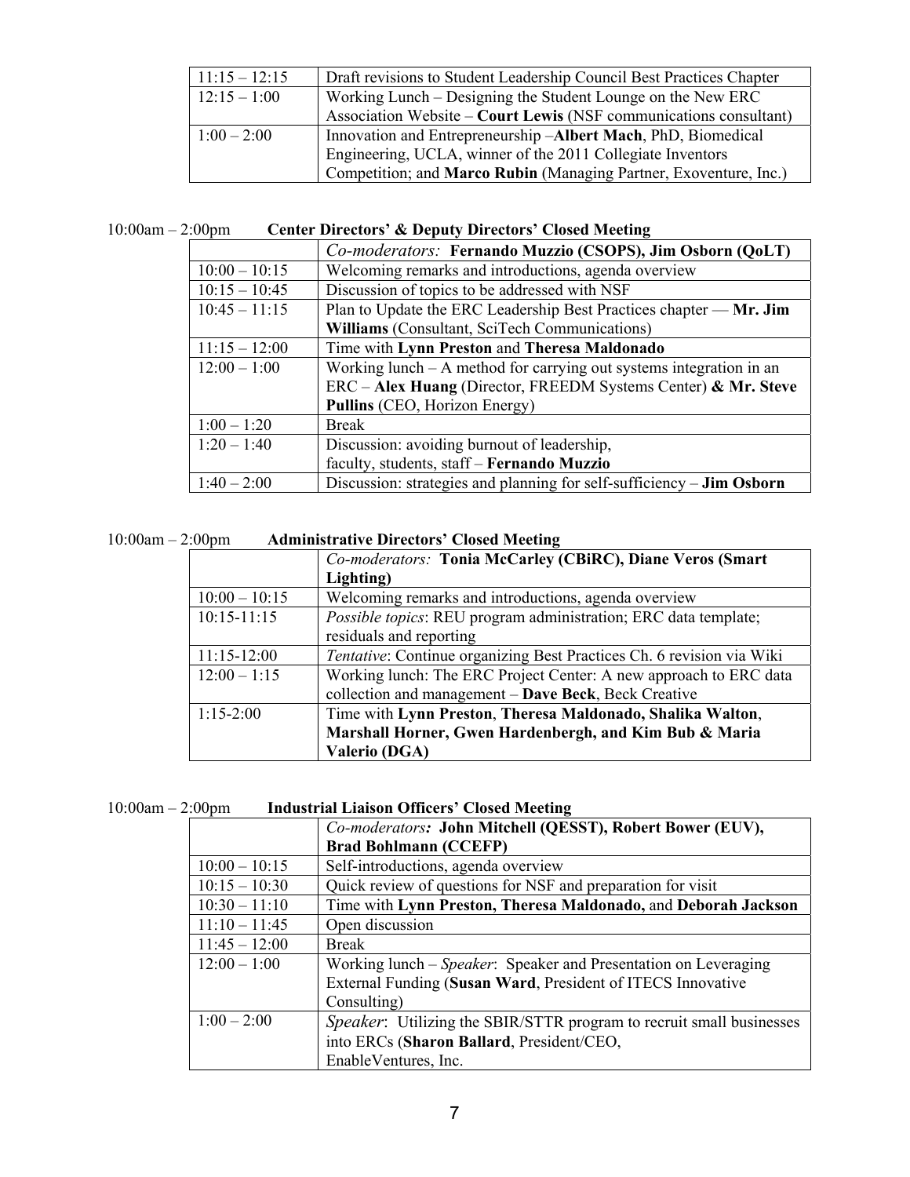| | |
|---|---|
| 11:15 – 12:15 | Draft revisions to Student Leadership Council Best Practices Chapter |
| 12:15 – 1:00 | Working Lunch – Designing the Student Lounge on the New ERC Association Website – **Court Lewis** (NSF communications consultant) |
| 1:00 – 2:00 | Innovation and Entrepreneurship –**Albert Mach**, PhD, Biomedical Engineering, UCLA, winner of the 2011 Collegiate Inventors Competition; and **Marco Rubin** (Managing Partner, Exoventure, Inc.) |

10:00am – 2:00pm **Center Directors' & Deputy Directors' Closed Meeting**

| | *Co-moderators:* **Fernando Muzzio (CSOPS), Jim Osborn (QoLT)** |
|---|---|
| 10:00 – 10:15 | Welcoming remarks and introductions, agenda overview |
| 10:15 – 10:45 | Discussion of topics to be addressed with NSF |
| 10:45 – 11:15 | Plan to Update the ERC Leadership Best Practices chapter — **Mr. Jim Williams** (Consultant, SciTech Communications) |
| 11:15 – 12:00 | Time with **Lynn Preston** and **Theresa Maldonado** |
| 12:00 – 1:00 | Working lunch – A method for carrying out systems integration in an ERC – **Alex Huang** (Director, FREEDM Systems Center) **& Mr. Steve Pullins** (CEO, Horizon Energy) |
| 1:00 – 1:20 | Break |
| 1:20 – 1:40 | Discussion: avoiding burnout of leadership, faculty, students, staff – **Fernando Muzzio** |
| 1:40 – 2:00 | Discussion: strategies and planning for self-sufficiency – **Jim Osborn** |

10:00am – 2:00pm **Administrative Directors' Closed Meeting**

| | *Co-moderators:* **Tonia McCarley (CBiRC), Diane Veros (Smart Lighting)** |
|---|---|
| 10:00 – 10:15 | Welcoming remarks and introductions, agenda overview |
| 10:15-11:15 | *Possible topics*: REU program administration; ERC data template; residuals and reporting |
| 11:15-12:00 | *Tentative*: Continue organizing Best Practices Ch. 6 revision via Wiki |
| 12:00 – 1:15 | Working lunch: The ERC Project Center: A new approach to ERC data collection and management – **Dave Beck**, Beck Creative |
| 1:15-2:00 | Time with **Lynn Preston**, **Theresa Maldonado, Shalika Walton, Marshall Horner, Gwen Hardenbergh, and Kim Bub & Maria Valerio (DGA)** |

10:00am – 2:00pm **Industrial Liaison Officers' Closed Meeting**

| | *Co-moderators:* **John Mitchell (QESST), Robert Bower (EUV), Brad Bohlmann (CCEFP)** |
|---|---|
| 10:00 – 10:15 | Self-introductions, agenda overview |
| 10:15 – 10:30 | Quick review of questions for NSF and preparation for visit |
| 10:30 – 11:10 | Time with **Lynn Preston, Theresa Maldonado,** and **Deborah Jackson** |
| 11:10 – 11:45 | Open discussion |
| 11:45 – 12:00 | Break |
| 12:00 – 1:00 | Working lunch – *Speaker*: Speaker and Presentation on Leveraging External Funding (**Susan Ward**, President of ITECS Innovative Consulting) |
| 1:00 – 2:00 | *Speaker*: Utilizing the SBIR/STTR program to recruit small businesses into ERCs (**Sharon Ballard**, President/CEO, EnableVentures, Inc. |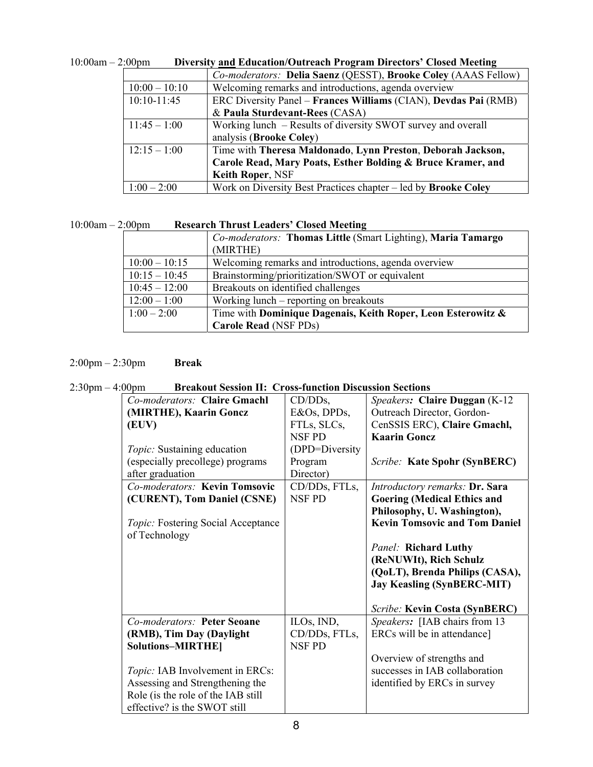10:00am – 2:00pm **Diversity and Education/Outreach Program Directors' Closed Meeting**

| | *Co-moderators:* **Delia Saenz** (QESST), **Brooke Coley** (AAAS Fellow) |
|---|---|
| 10:00 – 10:10 | Welcoming remarks and introductions, agenda overview |
| 10:10-11:45 | ERC Diversity Panel – **Frances Williams** (CIAN), **Devdas Pai** (RMB) & **Paula Sturdevant-Rees** (CASA) |
| 11:45 – 1:00 | Working lunch – Results of diversity SWOT survey and overall analysis (**Brooke Coley**) |
| 12:15 – 1:00 | Time with **Theresa Maldonado**, **Lynn Preston**, **Deborah Jackson, Carole Read, Mary Poats, Esther Bolding & Bruce Kramer, and Keith Roper**, NSF |
| 1:00 – 2:00 | Work on Diversity Best Practices chapter – led by **Brooke Coley** |

10:00am – 2:00pm **Research Thrust Leaders' Closed Meeting**

| | *Co-moderators:* **Thomas Little** (Smart Lighting), **Maria Tamargo** (MIRTHE) |
|---|---|
| 10:00 – 10:15 | Welcoming remarks and introductions, agenda overview |
| 10:15 – 10:45 | Brainstorming/prioritization/SWOT or equivalent |
| 10:45 – 12:00 | Breakouts on identified challenges |
| 12:00 – 1:00 | Working lunch – reporting on breakouts |
| 1:00 – 2:00 | Time with **Dominique Dagenais, Keith Roper, Leon Esterowitz & Carole Read** (NSF PDs) |

2:00pm – 2:30pm **Break**

2:30pm – 4:00pm **Breakout Session II: Cross-function Discussion Sections**

| | | |
|---|---|---|
| *Co-moderators:* **Claire Gmachl (MIRTHE), Kaarin Goncz (EUV)**<br><br>*Topic:* Sustaining education (especially precollege) programs after graduation | CD/DDs, E&Os, DPDs, FTLs, SLCs, NSF PD (DPD=Diversity Program Director) | *Speakers:* **Claire Duggan** (K-12 Outreach Director, Gordon-CenSSIS ERC), **Claire Gmachl, Kaarin Goncz**<br><br>*Scribe:* **Kate Spohr (SynBERC)** |
| *Co-moderators:* **Kevin Tomsovic (CURENT), Tom Daniel (CSNE)**<br><br>*Topic:* Fostering Social Acceptance of Technology | CD/DDs, FTLs, NSF PD | *Introductory remarks:* **Dr. Sara Goering (Medical Ethics and Philosophy, U. Washington), Kevin Tomsovic and Tom Daniel**<br><br>*Panel:* **Richard Luthy (ReNUWIt), Rich Schulz (QoLT), Brenda Philips (CASA), Jay Keasling (SynBERC-MIT)**<br><br>*Scribe:* **Kevin Costa (SynBERC)** |
| *Co-moderators:* **Peter Seoane (RMB), Tim Day (Daylight Solutions–MIRTHE]**<br><br>*Topic:* IAB Involvement in ERCs: Assessing and Strengthening the Role (is the role of the IAB still effective? is the SWOT still | ILOs, IND, CD/DDs, FTLs, NSF PD | *Speakers:* [IAB chairs from 13 ERCs will be in attendance]<br><br>Overview of strengths and successes in IAB collaboration identified by ERCs in survey |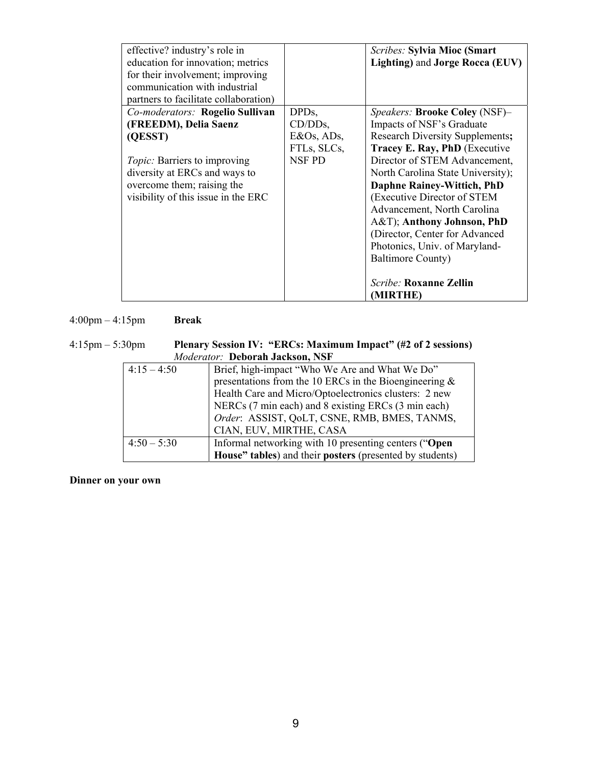| | | |
|---|---|---|
| effective? industry's role in education for innovation; metrics for their involvement; improving communication with industrial partners to facilitate collaboration) | | *Scribes:* **Sylvia Mioc (Smart Lighting)** and **Jorge Rocca (EUV)** |
| *Co-moderators:* **Rogelio Sullivan (FREEDM), Delia Saenz (QESST)**<br><br>*Topic:* Barriers to improving diversity at ERCs and ways to overcome them; raising the visibility of this issue in the ERC | DPDs, CD/DDs, E&Os, ADs, FTLs, SLCs, NSF PD | *Speakers:* **Brooke Coley** (NSF)– Impacts of NSF's Graduate Research Diversity Supplements**;** **Tracey E. Ray, PhD** (Executive Director of STEM Advancement, North Carolina State University); **Daphne Rainey-Wittich, PhD** (Executive Director of STEM Advancement, North Carolina A&T); **Anthony Johnson, PhD** (Director, Center for Advanced Photonics, Univ. of Maryland-Baltimore County)<br><br>*Scribe:* **Roxanne Zellin (MIRTHE)** |

4:00pm – 4:15pm **Break**

4:15pm – 5:30pm **Plenary Session IV: "ERCs: Maximum Impact" (#2 of 2 sessions)**
*Moderator:* **Deborah Jackson, NSF**

| | |
|---|---|
| 4:15 – 4:50 | Brief, high-impact "Who We Are and What We Do" presentations from the 10 ERCs in the Bioengineering & Health Care and Micro/Optoelectronics clusters: 2 new NERCs (7 min each) and 8 existing ERCs (3 min each)<br>*Order*: ASSIST, QoLT, CSNE, RMB, BMES, TANMS, CIAN, EUV, MIRTHE, CASA |
| 4:50 – 5:30 | Informal networking with 10 presenting centers ("**Open House" tables**) and their **posters** (presented by students) |

**Dinner on your own**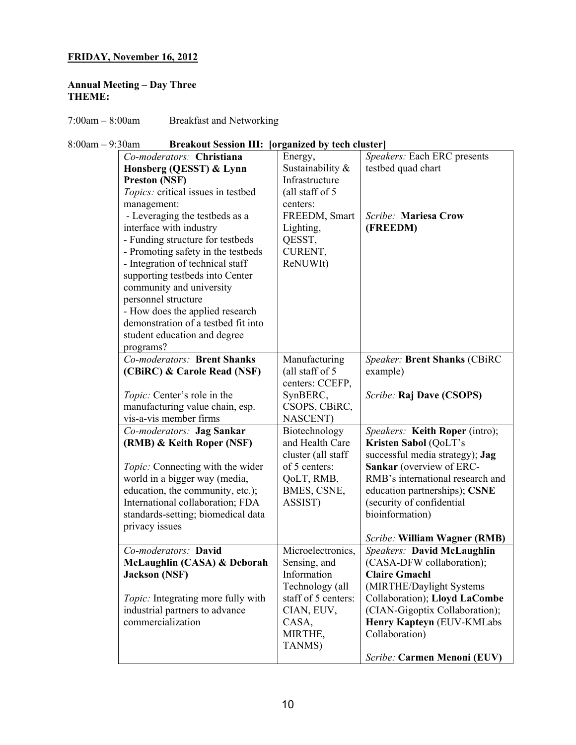**FRIDAY, November 16, 2012**

**Annual Meeting – Day Three**
**THEME:**

7:00am – 8:00am Breakfast and Networking

8:00am – 9:30am **Breakout Session III: [organized by tech cluster]**

| | | |
|---|---|---|
| *Co-moderators:* **Christiana Honsberg (QESST) & Lynn Preston (NSF)**<br>*Topics:* critical issues in testbed management:<br>- Leveraging the testbeds as a interface with industry<br>- Funding structure for testbeds<br>- Promoting safety in the testbeds<br>- Integration of technical staff supporting testbeds into Center community and university personnel structure<br>- How does the applied research demonstration of a testbed fit into student education and degree programs? | Energy, Sustainability & Infrastructure (all staff of 5 centers: FREEDM, Smart Lighting, QESST, CURENT, ReNUWIt) | *Speakers:* Each ERC presents testbed quad chart<br><br>*Scribe:* **Mariesa Crow (FREEDM)** |
| *Co-moderators:* **Brent Shanks (CBiRC) & Carole Read (NSF)**<br><br>*Topic:* Center's role in the manufacturing value chain, esp. vis-a-vis member firms | Manufacturing (all staff of 5 centers: CCEFP, SynBERC, CSOPS, CBiRC, NASCENT) | *Speaker:* **Brent Shanks** (CBiRC example)<br><br>*Scribe:* **Raj Dave (CSOPS)** |
| *Co-moderators:* **Jag Sankar (RMB) & Keith Roper (NSF)**<br><br>*Topic:* Connecting with the wider world in a bigger way (media, education, the community, etc.); International collaboration; FDA standards-setting; biomedical data privacy issues | Biotechnology and Health Care cluster (all staff of 5 centers: QoLT, RMB, BMES, CSNE, ASSIST) | *Speakers:* **Keith Roper** (intro); **Kristen Sabol** (QoLT's successful media strategy); **Jag Sankar** (overview of ERC-RMB's international research and education partnerships); **CSNE** (security of confidential bioinformation)<br><br>*Scribe:* **William Wagner (RMB)** |
| *Co-moderators:* **David McLaughlin (CASA) & Deborah Jackson (NSF)**<br><br>*Topic:* Integrating more fully with industrial partners to advance commercialization | Microelectronics, Sensing, and Information Technology (all staff of 5 centers: CIAN, EUV, CASA, MIRTHE, TANMS) | *Speakers:* **David McLaughlin** (CASA-DFW collaboration); **Claire Gmachl** (MIRTHE/Daylight Systems Collaboration); **Lloyd LaCombe** (CIAN-Gigoptix Collaboration); **Henry Kapteyn** (EUV-KMLabs Collaboration)<br><br>*Scribe:* **Carmen Menoni (EUV)** |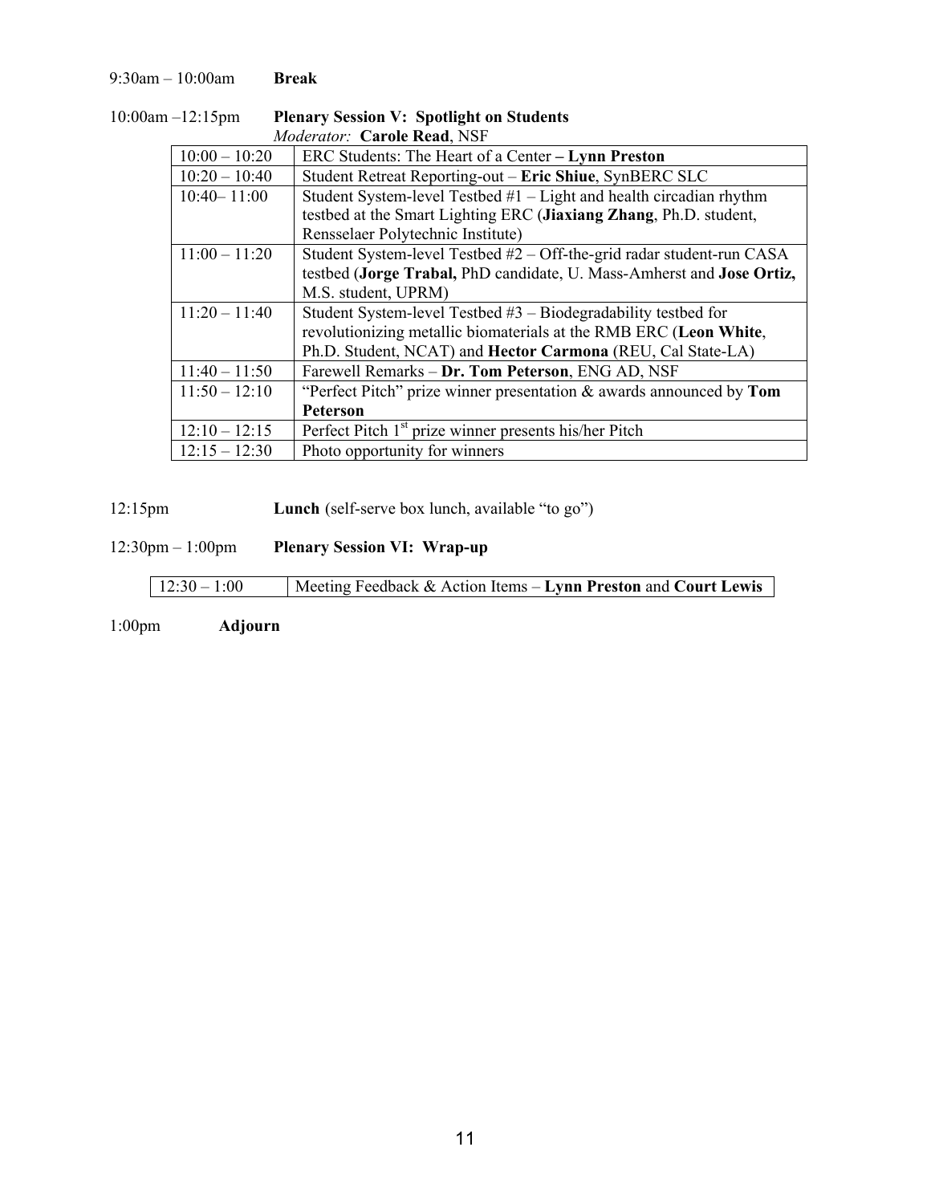9:30am – 10:00am **Break**

10:00am –12:15pm **Plenary Session V: Spotlight on Students**

*Moderator:* **Carole Read**, NSF

| | |
|---|---|
| 10:00 – 10:20 | ERC Students: The Heart of a Center **– Lynn Preston** |
| 10:20 – 10:40 | Student Retreat Reporting-out – **Eric Shiue**, SynBERC SLC |
| 10:40– 11:00 | Student System-level Testbed #1 – Light and health circadian rhythm testbed at the Smart Lighting ERC (**Jiaxiang Zhang**, Ph.D. student, Rensselaer Polytechnic Institute) |
| 11:00 – 11:20 | Student System-level Testbed #2 – Off-the-grid radar student-run CASA testbed (**Jorge Trabal,** PhD candidate, U. Mass-Amherst and **Jose Ortiz,** M.S. student, UPRM) |
| 11:20 – 11:40 | Student System-level Testbed #3 – Biodegradability testbed for revolutionizing metallic biomaterials at the RMB ERC (**Leon White**, Ph.D. Student, NCAT) and **Hector Carmona** (REU, Cal State-LA) |
| 11:40 – 11:50 | Farewell Remarks – **Dr. Tom Peterson**, ENG AD, NSF |
| 11:50 – 12:10 | "Perfect Pitch" prize winner presentation & awards announced by **Tom Peterson** |
| 12:10 – 12:15 | Perfect Pitch 1st prize winner presents his/her Pitch |
| 12:15 – 12:30 | Photo opportunity for winners |

12:15pm **Lunch** (self-serve box lunch, available "to go")

12:30pm – 1:00pm **Plenary Session VI: Wrap-up**

| | |
|---|---|
| 12:30 – 1:00 | Meeting Feedback & Action Items – **Lynn Preston** and **Court Lewis** |

1:00pm **Adjourn**